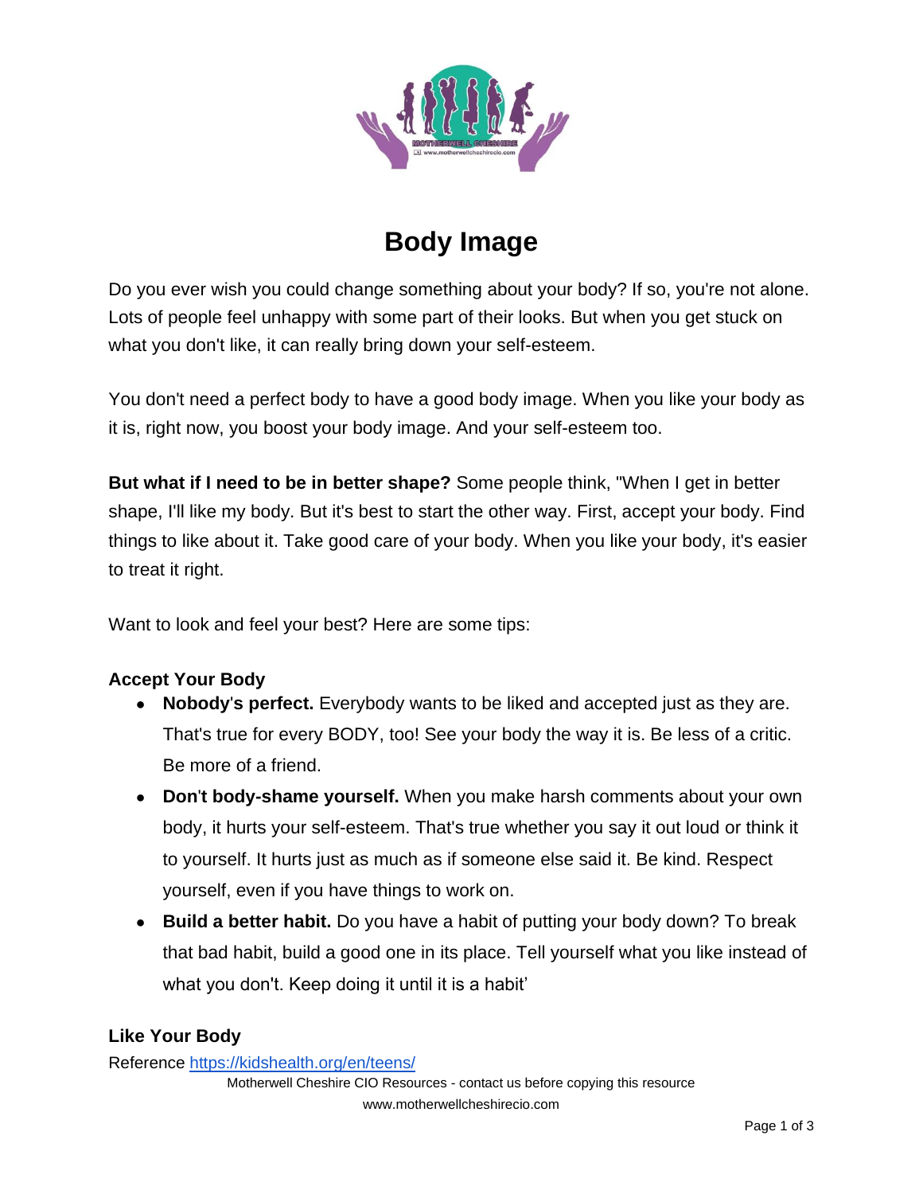# Body Image

Do you ever wish you could change something about your body? If so, you're not alone. Lots of people feel unhappy with some part of their looks. But when you get stuck on what you don't like, it can really bring down your self-esteem.

You don't need a perfect body to have a good body image. When you like your body as it is, right now, you boost your body image. And your self-esteem too.

**But what if I need to be in better shape?** Some people think, "When I get in better shape, I'll like my body. But it's best to start the other way. First, accept your body. Find things to like about it. Take good care of your body. When you like your body, it's easier to treat it right.

Want to look and feel your best? Here are some tips:

### Accept Your Body

- **Nobody's perfect.** Everybody wants to be liked and accepted just as they are. That's true for every BODY, too! See your body the way it is. Be less of a critic. Be more of a friend.
- **Don't body-shame yourself.** When you make harsh comments about your own body, it hurts your self-esteem. That's true whether you say it out loud or think it to yourself. It hurts just as much as if someone else said it. Be kind. Respect yourself, even if you have things to work on.
- **Build a better habit.** Do you have a habit of putting your body down? To break that bad habit, build a good one in its place. Tell yourself what you like instead of what you don't. Keep doing it until it is a habit'

### Like Your Body

Reference https://kidshealth.org/en/teens/

Motherwell Cheshire CIO Resources - contact us before copying this resource
www.motherwellcheshirecio.com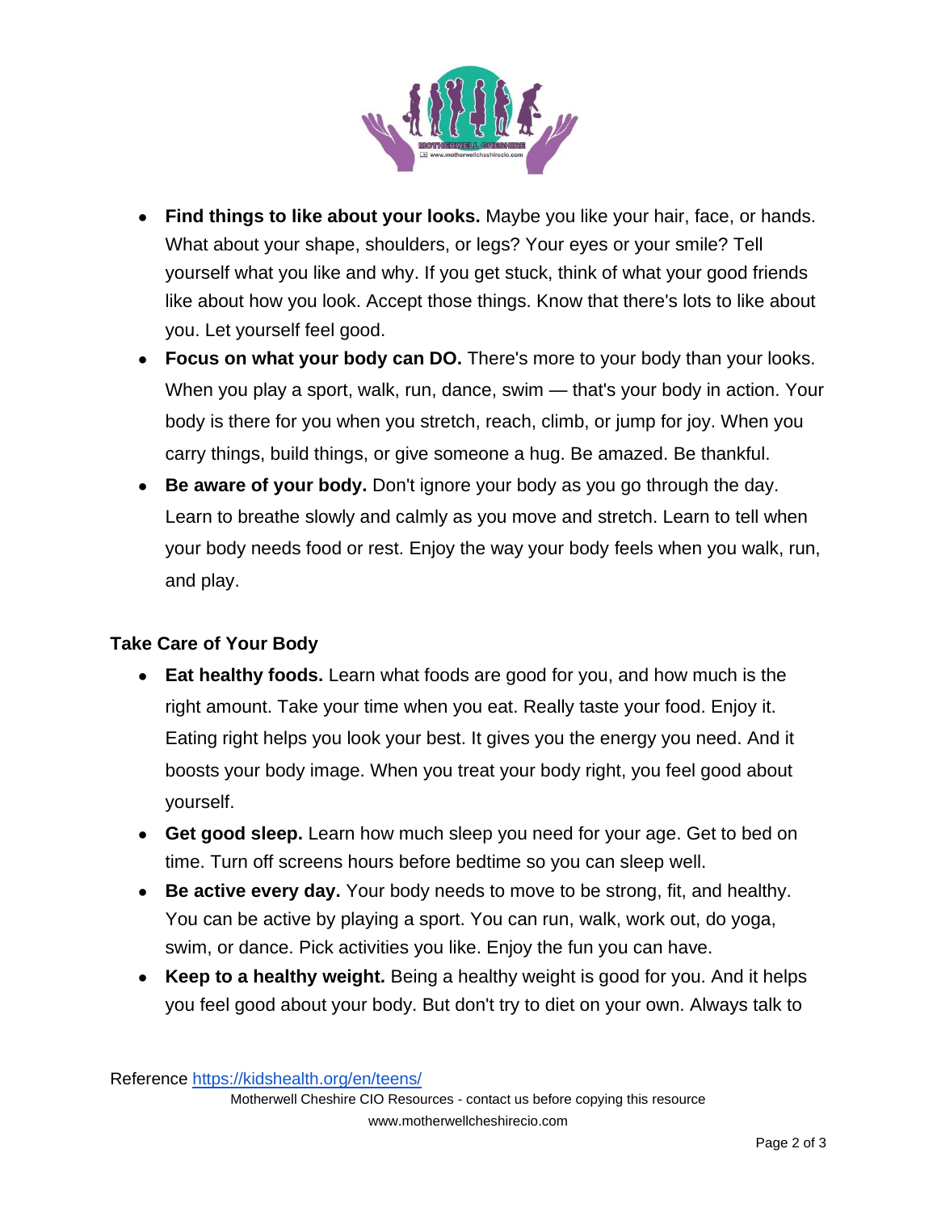- **Find things to like about your looks.** Maybe you like your hair, face, or hands. What about your shape, shoulders, or legs? Your eyes or your smile? Tell yourself what you like and why. If you get stuck, think of what your good friends like about how you look. Accept those things. Know that there's lots to like about you. Let yourself feel good.
- **Focus on what your body can DO.** There's more to your body than your looks. When you play a sport, walk, run, dance, swim — that's your body in action. Your body is there for you when you stretch, reach, climb, or jump for joy. When you carry things, build things, or give someone a hug. Be amazed. Be thankful.
- **Be aware of your body.** Don't ignore your body as you go through the day. Learn to breathe slowly and calmly as you move and stretch. Learn to tell when your body needs food or rest. Enjoy the way your body feels when you walk, run, and play.

**Take Care of Your Body**

- **Eat healthy foods.** Learn what foods are good for you, and how much is the right amount. Take your time when you eat. Really taste your food. Enjoy it. Eating right helps you look your best. It gives you the energy you need. And it boosts your body image. When you treat your body right, you feel good about yourself.
- **Get good sleep.** Learn how much sleep you need for your age. Get to bed on time. Turn off screens hours before bedtime so you can sleep well.
- **Be active every day.** Your body needs to move to be strong, fit, and healthy. You can be active by playing a sport. You can run, walk, work out, do yoga, swim, or dance. Pick activities you like. Enjoy the fun you can have.
- **Keep to a healthy weight.** Being a healthy weight is good for you. And it helps you feel good about your body. But don't try to diet on your own. Always talk to

Reference https://kidshealth.org/en/teens/

Motherwell Cheshire CIO Resources - contact us before copying this resource
www.motherwellcheshirecio.com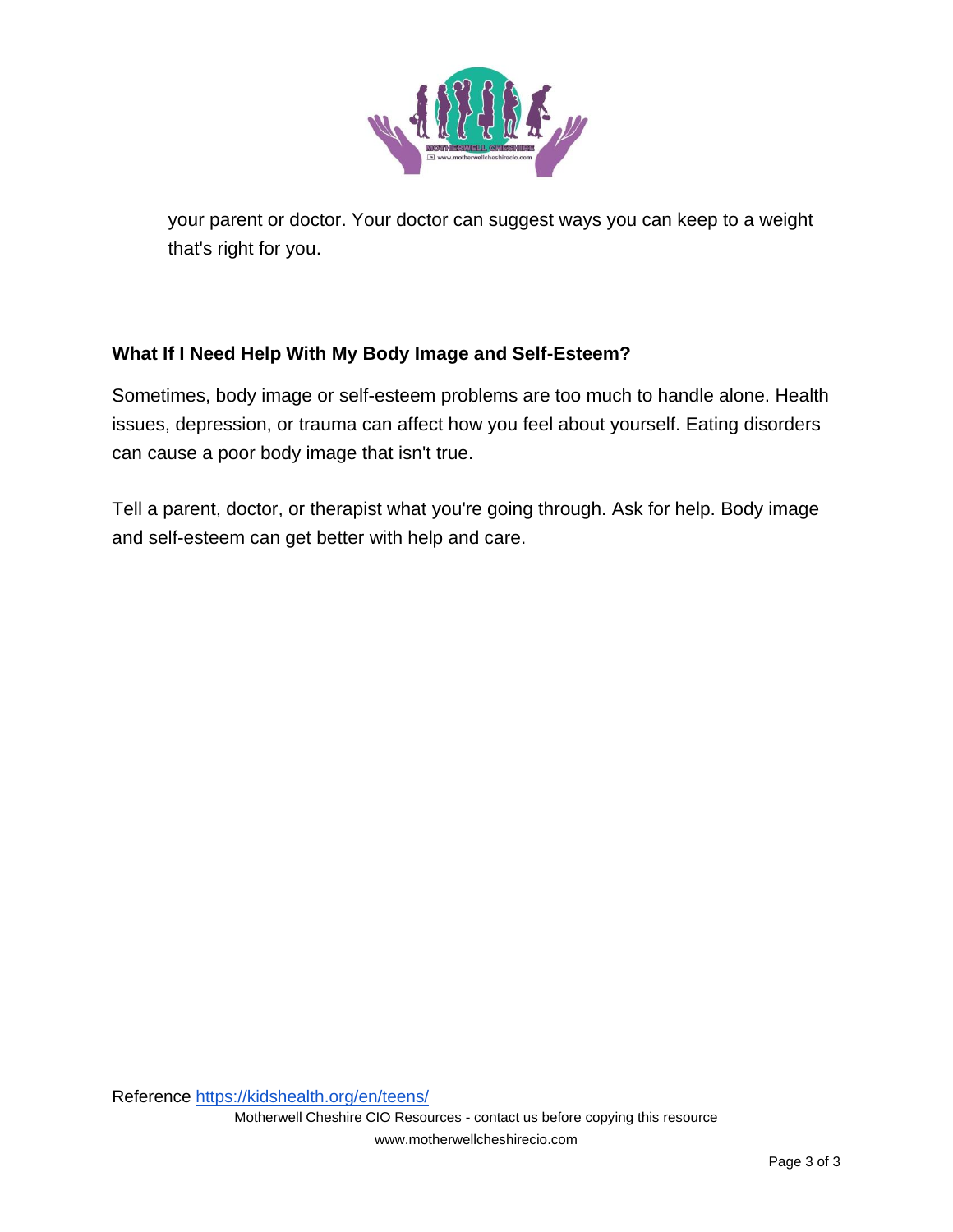your parent or doctor. Your doctor can suggest ways you can keep to a weight that's right for you.

### What If I Need Help With My Body Image and Self-Esteem?

Sometimes, body image or self-esteem problems are too much to handle alone. Health issues, depression, or trauma can affect how you feel about yourself. Eating disorders can cause a poor body image that isn't true.

Tell a parent, doctor, or therapist what you're going through. Ask for help. Body image and self-esteem can get better with help and care.

Reference https://kidshealth.org/en/teens/

Motherwell Cheshire CIO Resources - contact us before copying this resource
www.motherwellcheshirecio.com